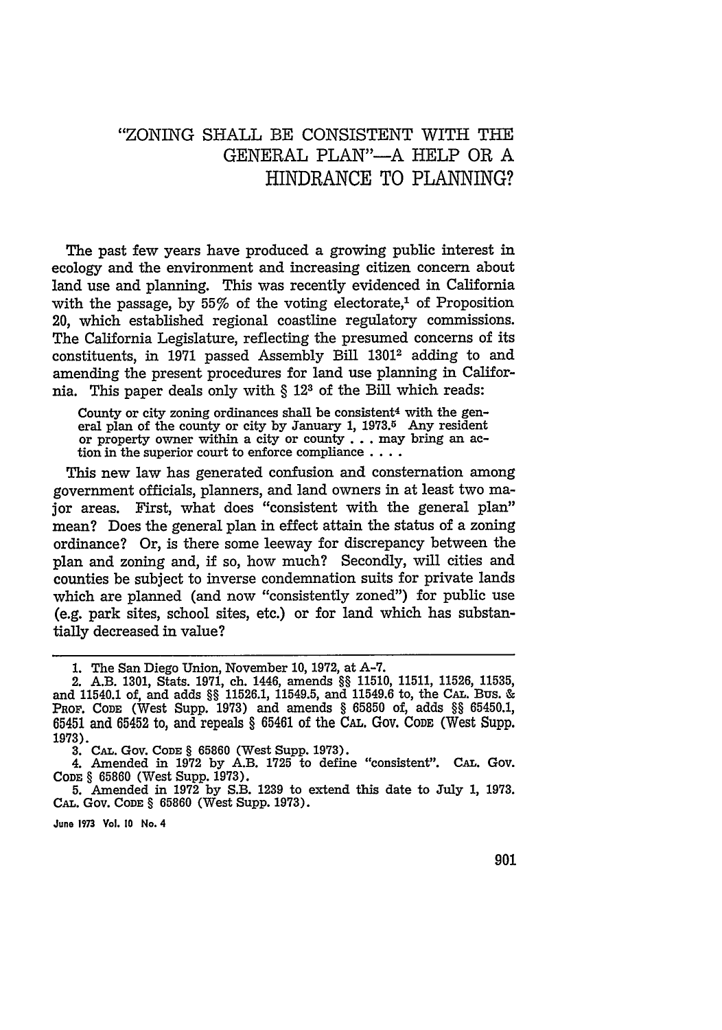# "ZONING SHALL BE CONSISTENT WITH THE GENERAL PLAN"—A HELP OR A HINDRANCE TO PLANNING?

The past few years have produced a growing public interest in ecology and the environment and increasing citizen concern about land use and planning. This was recently evidenced in California with the passage, by 55% of the voting electorate,[1] of Proposition 20, which established regional coastline regulatory commissions. The California Legislature, reflecting the presumed concerns of its constituents, in 1971 passed Assembly Bill 1301[2] adding to and amending the present procedures for land use planning in California. This paper deals only with § 12[3] of the Bill which reads:

> County or city zoning ordinances shall be consistent[4] with the general plan of the county or city by January 1, 1973.[5] Any resident or property owner within a city or county . . . may bring an action in the superior court to enforce compliance . . . .

This new law has generated confusion and consternation among government officials, planners, and land owners in at least two major areas. First, what does "consistent with the general plan" mean? Does the general plan in effect attain the status of a zoning ordinance? Or, is there some leeway for discrepancy between the plan and zoning and, if so, how much? Secondly, will cities and counties be subject to inverse condemnation suits for private lands which are planned (and now "consistently zoned") for public use (e.g. park sites, school sites, etc.) or for land which has substantially decreased in value?

---

1. The San Diego Union, November 10, 1972, at A-7.

2. A.B. 1301, Stats. 1971, ch. 1446, amends §§ 11510, 11511, 11526, 11535, and 11540.1 of, and adds §§ 11526.1, 11549.5, and 11549.6 to, the CAL. BUS. & PROF. CODE (West Supp. 1973) and amends § 65850 of, adds §§ 65450.1, 65451 and 65452 to, and repeals § 65461 of the CAL. GOV. CODE (West Supp. 1973).

3. CAL. GOV. CODE § 65860 (West Supp. 1973).

4. Amended in 1972 by A.B. 1725 to define "consistent". CAL. GOV. CODE § 65860 (West Supp. 1973).

5. Amended in 1972 by S.B. 1239 to extend this date to July 1, 1973. CAL. GOV. CODE § 65860 (West Supp. 1973).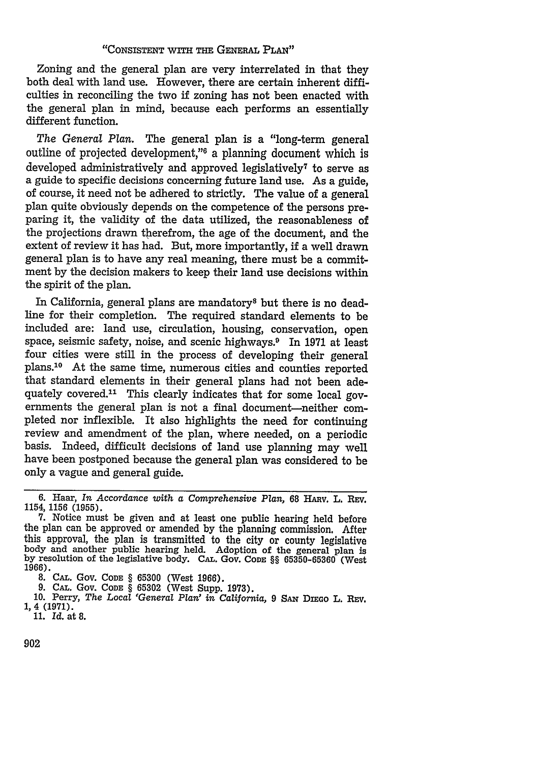Zoning and the general plan are very interrelated in that they both deal with land use. However, there are certain inherent difficulties in reconciling the two if zoning has not been enacted with the general plan in mind, because each performs an essentially different function.

*The General Plan.* The general plan is a "long-term general outline of projected development,"[6] a planning document which is developed administratively and approved legislatively[7] to serve as a guide to specific decisions concerning future land use. As a guide, of course, it need not be adhered to strictly. The value of a general plan quite obviously depends on the competence of the persons preparing it, the validity of the data utilized, the reasonableness of the projections drawn therefrom, the age of the document, and the extent of review it has had. But, more importantly, if a well drawn general plan is to have any real meaning, there must be a commitment by the decision makers to keep their land use decisions within the spirit of the plan.

In California, general plans are mandatory[8] but there is no deadline for their completion. The required standard elements to be included are: land use, circulation, housing, conservation, open space, seismic safety, noise, and scenic highways.[9] In 1971 at least four cities were still in the process of developing their general plans.[10] At the same time, numerous cities and counties reported that standard elements in their general plans had not been adequately covered.[11] This clearly indicates that for some local governments the general plan is not a final document—neither completed nor inflexible. It also highlights the need for continuing review and amendment of the plan, where needed, on a periodic basis. Indeed, difficult decisions of land use planning may well have been postponed because the general plan was considered to be only a vague and general guide.

---

6. Haar, *In Accordance with a Comprehensive Plan,* 68 HARV. L. REV. 1154, 1156 (1955).

7. Notice must be given and at least one public hearing held before the plan can be approved or amended by the planning commission. After this approval, the plan is transmitted to the city or county legislative body and another public hearing held. Adoption of the general plan is by resolution of the legislative body. CAL. GOV. CODE §§ 65350-65360 (West 1966).

8. CAL. GOV. CODE § 65300 (West 1966).

9. CAL. GOV. CODE § 65302 (West Supp. 1973).

10. Perry, *The Local 'General Plan' in California,* 9 SAN DIEGO L. REV. 1, 4 (1971).

11. *Id.* at 8.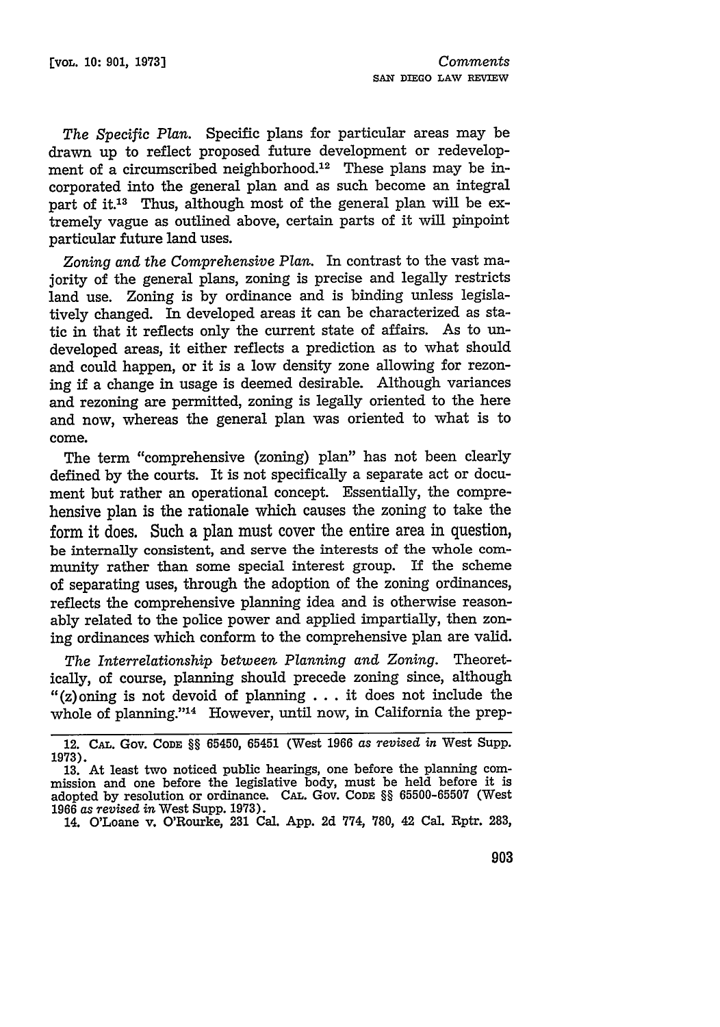*The Specific Plan.* Specific plans for particular areas may be drawn up to reflect proposed future development or redevelopment of a circumscribed neighborhood.[12] These plans may be incorporated into the general plan and as such become an integral part of it.[13] Thus, although most of the general plan will be extremely vague as outlined above, certain parts of it will pinpoint particular future land uses.

*Zoning and the Comprehensive Plan.* In contrast to the vast majority of the general plans, zoning is precise and legally restricts land use. Zoning is by ordinance and is binding unless legislatively changed. In developed areas it can be characterized as static in that it reflects only the current state of affairs. As to undeveloped areas, it either reflects a prediction as to what should and could happen, or it is a low density zone allowing for rezoning if a change in usage is deemed desirable. Although variances and rezoning are permitted, zoning is legally oriented to the here and now, whereas the general plan was oriented to what is to come.

The term "comprehensive (zoning) plan" has not been clearly defined by the courts. It is not specifically a separate act or document but rather an operational concept. Essentially, the comprehensive plan is the rationale which causes the zoning to take the form it does. Such a plan must cover the entire area in question, be internally consistent, and serve the interests of the whole community rather than some special interest group. If the scheme of separating uses, through the adoption of the zoning ordinances, reflects the comprehensive planning idea and is otherwise reasonably related to the police power and applied impartially, then zoning ordinances which conform to the comprehensive plan are valid.

*The Interrelationship between Planning and Zoning.* Theoretically, of course, planning should precede zoning since, although "(z)oning is not devoid of planning . . . it does not include the whole of planning."[14] However, until now, in California the prep-

---

12. CAL. GOV. CODE §§ 65450, 65451 (West 1966 *as revised in* West Supp. 1973).

13. At least two noticed public hearings, one before the planning commission and one before the legislative body, must be held before it is adopted by resolution or ordinance. CAL. GOV. CODE §§ 65500-65507 (West 1966 *as revised in* West Supp. 1973).

14. O'Loane v. O'Rourke, 231 Cal. App. 2d 774, 780, 42 Cal. Rptr. 283,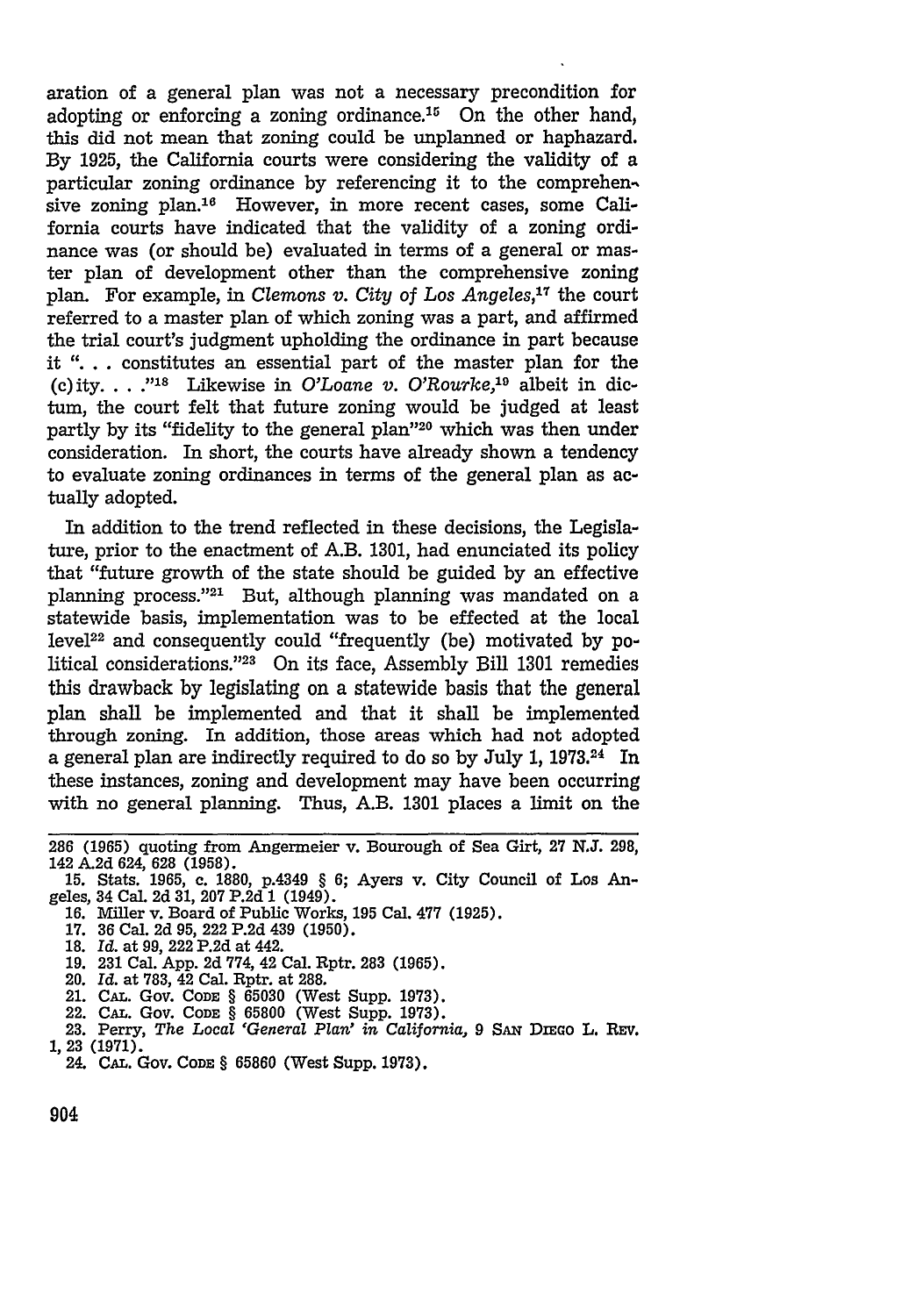aration of a general plan was not a necessary precondition for adopting or enforcing a zoning ordinance.[15] On the other hand, this did not mean that zoning could be unplanned or haphazard. By 1925, the California courts were considering the validity of a particular zoning ordinance by referencing it to the comprehensive zoning plan.[16] However, in more recent cases, some California courts have indicated that the validity of a zoning ordinance was (or should be) evaluated in terms of a general or master plan of development other than the comprehensive zoning plan. For example, in *Clemons v. City of Los Angeles*,[17] the court referred to a master plan of which zoning was a part, and affirmed the trial court's judgment upholding the ordinance in part because it ". . . constitutes an essential part of the master plan for the (c)ity. . . ."[18] Likewise in *O'Loane v. O'Rourke*,[19] albeit in dictum, the court felt that future zoning would be judged at least partly by its "fidelity to the general plan"[20] which was then under consideration. In short, the courts have already shown a tendency to evaluate zoning ordinances in terms of the general plan as actually adopted.

In addition to the trend reflected in these decisions, the Legislature, prior to the enactment of A.B. 1301, had enunciated its policy that "future growth of the state should be guided by an effective planning process."[21] But, although planning was mandated on a statewide basis, implementation was to be effected at the local level[22] and consequently could "frequently (be) motivated by political considerations."[23] On its face, Assembly Bill 1301 remedies this drawback by legislating on a statewide basis that the general plan shall be implemented and that it shall be implemented through zoning. In addition, those areas which had not adopted a general plan are indirectly required to do so by July 1, 1973.[24] In these instances, zoning and development may have been occurring with no general planning. Thus, A.B. 1301 places a limit on the

---

286 (1965) quoting from Angermeier v. Bourough of Sea Girt, 27 N.J. 298, 142 A.2d 624, 628 (1958).

15. Stats. 1965, c. 1880, p.4349 § 6; Ayers v. City Council of Los Angeles, 34 Cal. 2d 31, 207 P.2d 1 (1949).

16. Miller v. Board of Public Works, 195 Cal. 477 (1925).

17. 36 Cal. 2d 95, 222 P.2d 439 (1950).

18. *Id.* at 99, 222 P.2d at 442.

19. 231 Cal. App. 2d 774, 42 Cal. Rptr. 283 (1965).

20. *Id.* at 783, 42 Cal. Rptr. at 288.

21. CAL. GOV. CODE § 65030 (West Supp. 1973).

22. CAL. GOV. CODE § 65800 (West Supp. 1973).

23. Perry, *The Local 'General Plan' in California*, 9 SAN DIEGO L. REV. 1, 23 (1971).

24. CAL. GOV. CODE § 65860 (West Supp. 1973).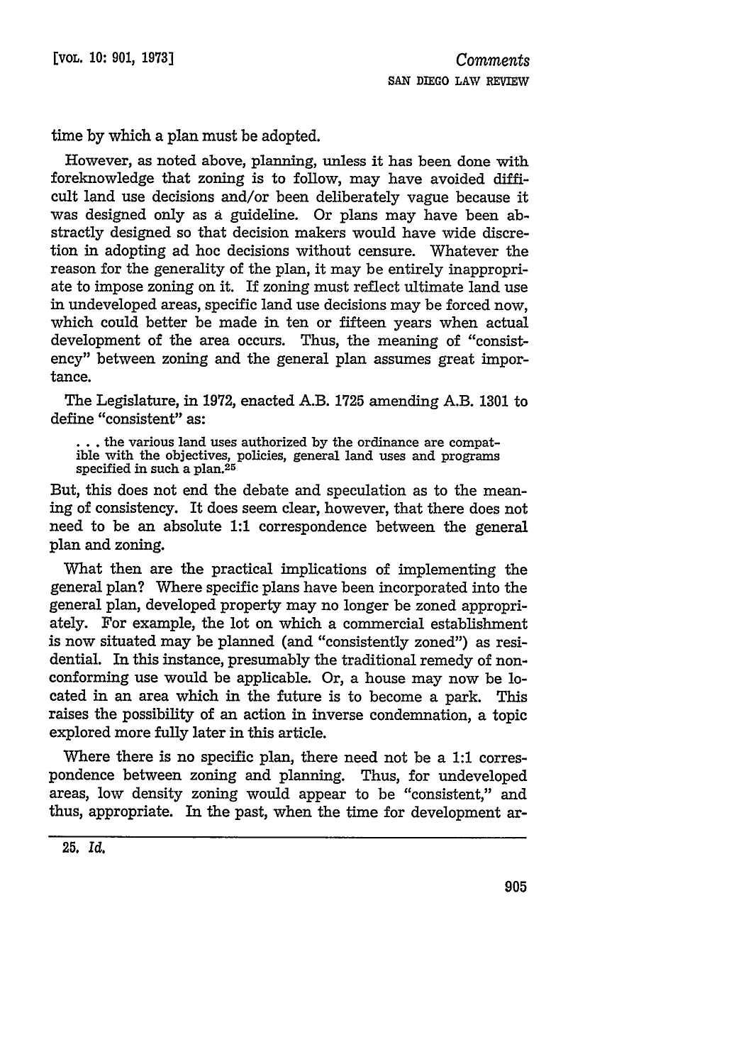time by which a plan must be adopted.

However, as noted above, planning, unless it has been done with foreknowledge that zoning is to follow, may have avoided difficult land use decisions and/or been deliberately vague because it was designed only as a guideline. Or plans may have been abstractly designed so that decision makers would have wide discretion in adopting ad hoc decisions without censure. Whatever the reason for the generality of the plan, it may be entirely inappropriate to impose zoning on it. If zoning must reflect ultimate land use in undeveloped areas, specific land use decisions may be forced now, which could better be made in ten or fifteen years when actual development of the area occurs. Thus, the meaning of "consistency" between zoning and the general plan assumes great importance.

The Legislature, in 1972, enacted A.B. 1725 amending A.B. 1301 to define "consistent" as:

> . . . the various land uses authorized by the ordinance are compatible with the objectives, policies, general land uses and programs specified in such a plan.[25]

But, this does not end the debate and speculation as to the meaning of consistency. It does seem clear, however, that there does not need to be an absolute 1:1 correspondence between the general plan and zoning.

What then are the practical implications of implementing the general plan? Where specific plans have been incorporated into the general plan, developed property may no longer be zoned appropriately. For example, the lot on which a commercial establishment is now situated may be planned (and "consistently zoned") as residential. In this instance, presumably the traditional remedy of nonconforming use would be applicable. Or, a house may now be located in an area which in the future is to become a park. This raises the possibility of an action in inverse condemnation, a topic explored more fully later in this article.

Where there is no specific plan, there need not be a 1:1 correspondence between zoning and planning. Thus, for undeveloped areas, low density zoning would appear to be "consistent," and thus, appropriate. In the past, when the time for development ar-

---

25. *Id.*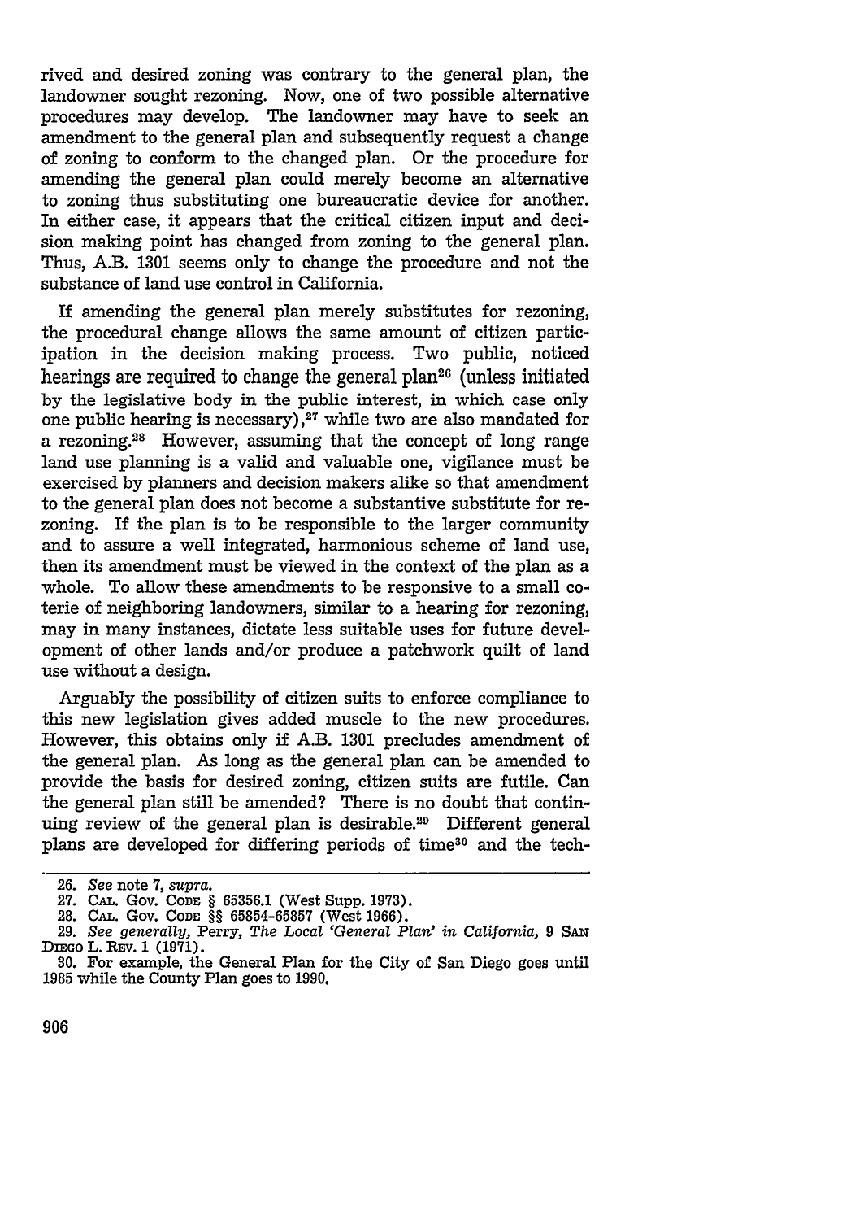rived and desired zoning was contrary to the general plan, the landowner sought rezoning. Now, one of two possible alternative procedures may develop. The landowner may have to seek an amendment to the general plan and subsequently request a change of zoning to conform to the changed plan. Or the procedure for amending the general plan could merely become an alternative to zoning thus substituting one bureaucratic device for another. In either case, it appears that the critical citizen input and decision making point has changed from zoning to the general plan. Thus, A.B. 1301 seems only to change the procedure and not the substance of land use control in California.

If amending the general plan merely substitutes for rezoning, the procedural change allows the same amount of citizen participation in the decision making process. Two public, noticed hearings are required to change the general plan[26] (unless initiated by the legislative body in the public interest, in which case only one public hearing is necessary),[27] while two are also mandated for a rezoning.[28] However, assuming that the concept of long range land use planning is a valid and valuable one, vigilance must be exercised by planners and decision makers alike so that amendment to the general plan does not become a substantive substitute for rezoning. If the plan is to be responsible to the larger community and to assure a well integrated, harmonious scheme of land use, then its amendment must be viewed in the context of the plan as a whole. To allow these amendments to be responsive to a small coterie of neighboring landowners, similar to a hearing for rezoning, may in many instances, dictate less suitable uses for future development of other lands and/or produce a patchwork quilt of land use without a design.

Arguably the possibility of citizen suits to enforce compliance to this new legislation gives added muscle to the new procedures. However, this obtains only if A.B. 1301 precludes amendment of the general plan. As long as the general plan can be amended to provide the basis for desired zoning, citizen suits are futile. Can the general plan still be amended? There is no doubt that continuing review of the general plan is desirable.[29] Different general plans are developed for differing periods of time[30] and the tech-

---

26. *See* note 7, *supra.*

27. CAL. GOV. CODE § 65356.1 (West Supp. 1973).

28. CAL. GOV. CODE §§ 65854-65857 (West 1966).

29. *See generally,* Perry, *The Local 'General Plan' in California,* 9 SAN DIEGO L. REV. 1 (1971).

30. For example, the General Plan for the City of San Diego goes until 1985 while the County Plan goes to 1990.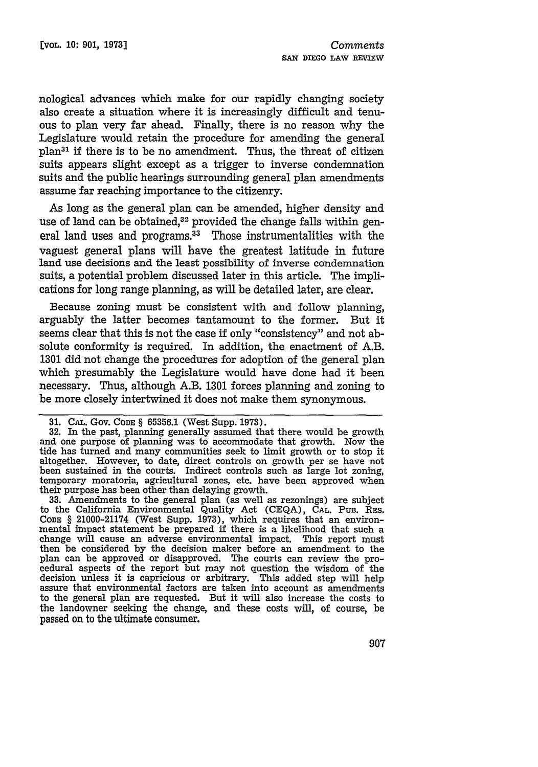nological advances which make for our rapidly changing society also create a situation where it is increasingly difficult and tenuous to plan very far ahead. Finally, there is no reason why the Legislature would retain the procedure for amending the general plan[31] if there is to be no amendment. Thus, the threat of citizen suits appears slight except as a trigger to inverse condemnation suits and the public hearings surrounding general plan amendments assume far reaching importance to the citizenry.

As long as the general plan can be amended, higher density and use of land can be obtained,[32] provided the change falls within general land uses and programs.[33] Those instrumentalities with the vaguest general plans will have the greatest latitude in future land use decisions and the least possibility of inverse condemnation suits, a potential problem discussed later in this article. The implications for long range planning, as will be detailed later, are clear.

Because zoning must be consistent with and follow planning, arguably the latter becomes tantamount to the former. But it seems clear that this is not the case if only "consistency" and not absolute conformity is required. In addition, the enactment of A.B. 1301 did not change the procedures for adoption of the general plan which presumably the Legislature would have done had it been necessary. Thus, although A.B. 1301 forces planning and zoning to be more closely intertwined it does not make them synonymous.

---

31. CAL. GOV. CODE § 65356.1 (West Supp. 1973).

32. In the past, planning generally assumed that there would be growth and one purpose of planning was to accommodate that growth. Now the tide has turned and many communities seek to limit growth or to stop it altogether. However, to date, direct controls on growth per se have not been sustained in the courts. Indirect controls such as large lot zoning, temporary moratoria, agricultural zones, etc. have been approved when their purpose has been other than delaying growth.

33. Amendments to the general plan (as well as rezonings) are subject to the California Environmental Quality Act (CEQA), CAL. PUB. RES. CODE § 21000-21174 (West Supp. 1973), which requires that an environmental impact statement be prepared if there is a likelihood that such a change will cause an adverse environmental impact. This report must then be considered by the decision maker before an amendment to the plan can be approved or disapproved. The courts can review the procedural aspects of the report but may not question the wisdom of the decision unless it is capricious or arbitrary. This added step will help assure that environmental factors are taken into account as amendments to the general plan are requested. But it will also increase the costs to the landowner seeking the change, and these costs will, of course, be passed on to the ultimate consumer.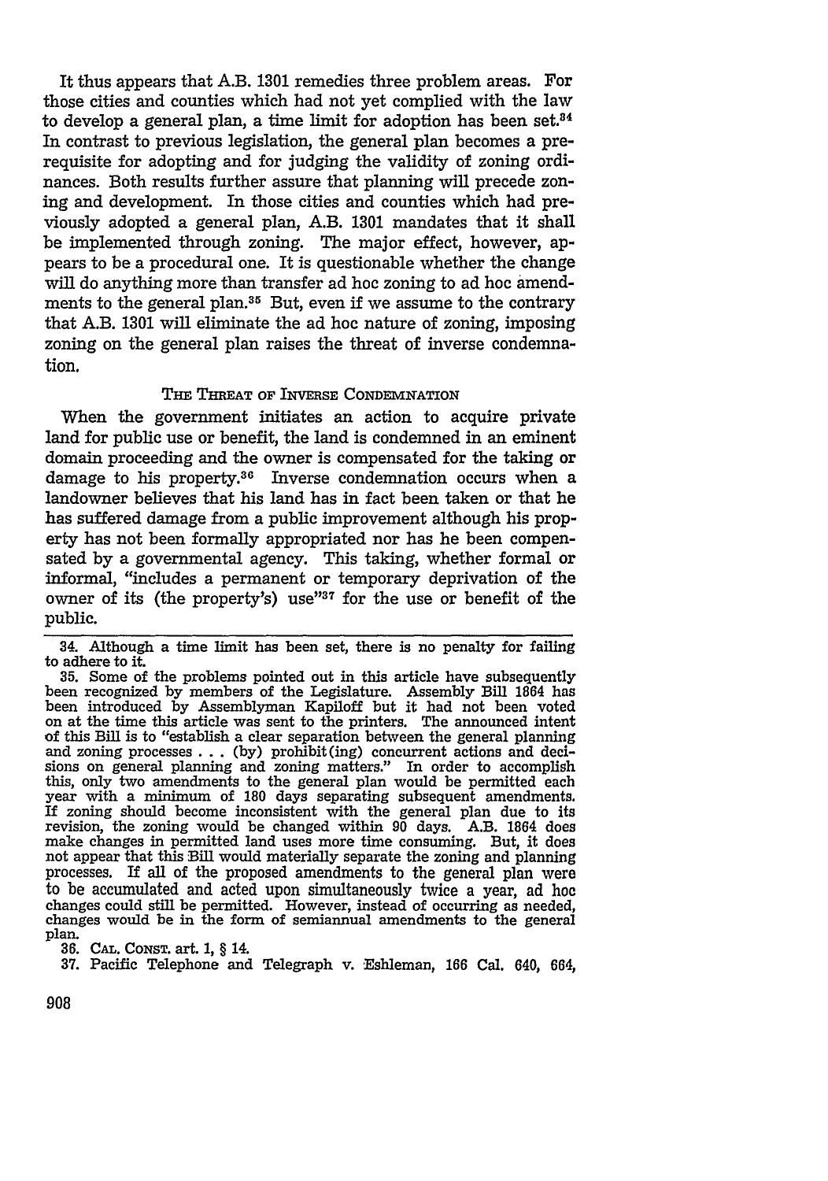It thus appears that A.B. 1301 remedies three problem areas. For those cities and counties which had not yet complied with the law to develop a general plan, a time limit for adoption has been set.[34] In contrast to previous legislation, the general plan becomes a prerequisite for adopting and for judging the validity of zoning ordinances. Both results further assure that planning will precede zoning and development. In those cities and counties which had previously adopted a general plan, A.B. 1301 mandates that it shall be implemented through zoning. The major effect, however, appears to be a procedural one. It is questionable whether the change will do anything more than transfer ad hoc zoning to ad hoc amendments to the general plan.[35] But, even if we assume to the contrary that A.B. 1301 will eliminate the ad hoc nature of zoning, imposing zoning on the general plan raises the threat of inverse condemnation.

## THE THREAT OF INVERSE CONDEMNATION

When the government initiates an action to acquire private land for public use or benefit, the land is condemned in an eminent domain proceeding and the owner is compensated for the taking or damage to his property.[36] Inverse condemnation occurs when a landowner believes that his land has in fact been taken or that he has suffered damage from a public improvement although his property has not been formally appropriated nor has he been compensated by a governmental agency. This taking, whether formal or informal, "includes a permanent or temporary deprivation of the owner of its (the property's) use"[37] for the use or benefit of the public.

---

34. Although a time limit has been set, there is no penalty for failing to adhere to it.

35. Some of the problems pointed out in this article have subsequently been recognized by members of the Legislature. Assembly Bill 1864 has been introduced by Assemblyman Kapiloff but it had not been voted on at the time this article was sent to the printers. The announced intent of this Bill is to "establish a clear separation between the general planning and zoning processes . . . (by) prohibit(ing) concurrent actions and decisions on general planning and zoning matters." In order to accomplish this, only two amendments to the general plan would be permitted each year with a minimum of 180 days separating subsequent amendments. If zoning should become inconsistent with the general plan due to its revision, the zoning would be changed within 90 days. A.B. 1864 does make changes in permitted land uses more time consuming. But, it does not appear that this Bill would materially separate the zoning and planning processes. If all of the proposed amendments to the general plan were to be accumulated and acted upon simultaneously twice a year, ad hoc changes could still be permitted. However, instead of occurring as needed, changes would be in the form of semiannual amendments to the general plan.

36. CAL. CONST. art. 1, § 14.

37. Pacific Telephone and Telegraph v. Eshleman, 166 Cal. 640, 664,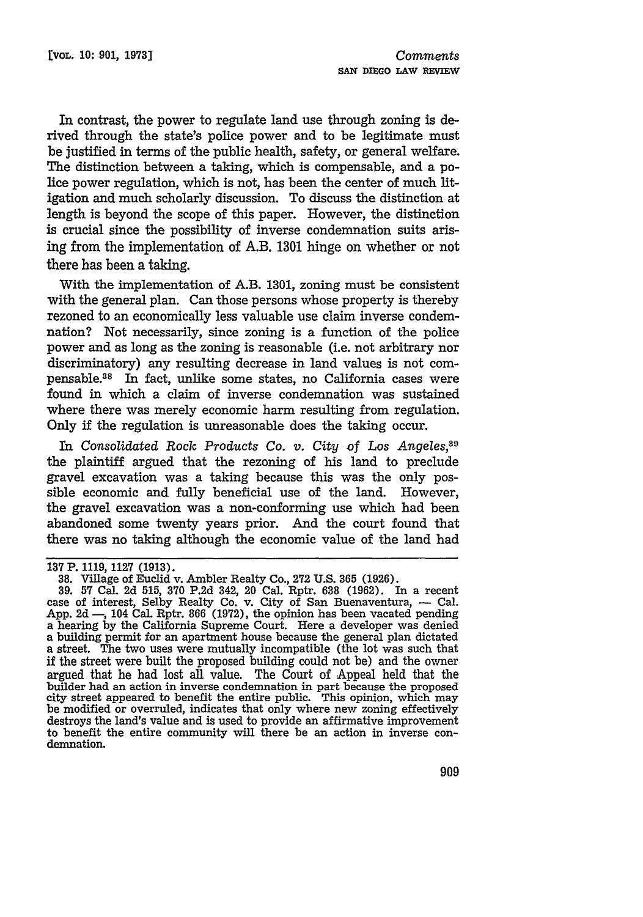In contrast, the power to regulate land use through zoning is derived through the state's police power and to be legitimate must be justified in terms of the public health, safety, or general welfare. The distinction between a taking, which is compensable, and a police power regulation, which is not, has been the center of much litigation and much scholarly discussion. To discuss the distinction at length is beyond the scope of this paper. However, the distinction is crucial since the possibility of inverse condemnation suits arising from the implementation of A.B. 1301 hinge on whether or not there has been a taking.

With the implementation of A.B. 1301, zoning must be consistent with the general plan. Can those persons whose property is thereby rezoned to an economically less valuable use claim inverse condemnation? Not necessarily, since zoning is a function of the police power and as long as the zoning is reasonable (i.e. not arbitrary nor discriminatory) any resulting decrease in land values is not compensable.[38] In fact, unlike some states, no California cases were found in which a claim of inverse condemnation was sustained where there was merely economic harm resulting from regulation. Only if the regulation is unreasonable does the taking occur.

In *Consolidated Rock Products Co. v. City of Los Angeles*,[39] the plaintiff argued that the rezoning of his land to preclude gravel excavation was a taking because this was the only possible economic and fully beneficial use of the land. However, the gravel excavation was a non-conforming use which had been abandoned some twenty years prior. And the court found that there was no taking although the economic value of the land had

---

137 P. 1119, 1127 (1913).

38. Village of Euclid v. Ambler Realty Co., 272 U.S. 365 (1926).

39. 57 Cal. 2d 515, 370 P.2d 342, 20 Cal. Rptr. 638 (1962). In a recent case of interest, Selby Realty Co. v. City of San Buenaventura, — Cal. App. 2d —, 104 Cal. Rptr. 866 (1972), the opinion has been vacated pending a hearing by the California Supreme Court. Here a developer was denied a building permit for an apartment house because the general plan dictated a street. The two uses were mutually incompatible (the lot was such that if the street were built the proposed building could not be) and the owner argued that he had lost all value. The Court of Appeal held that the builder had an action in inverse condemnation in part because the proposed city street appeared to benefit the entire public. This opinion, which may be modified or overruled, indicates that only where new zoning effectively destroys the land's value and is used to provide an affirmative improvement to benefit the entire community will there be an action in inverse condemnation.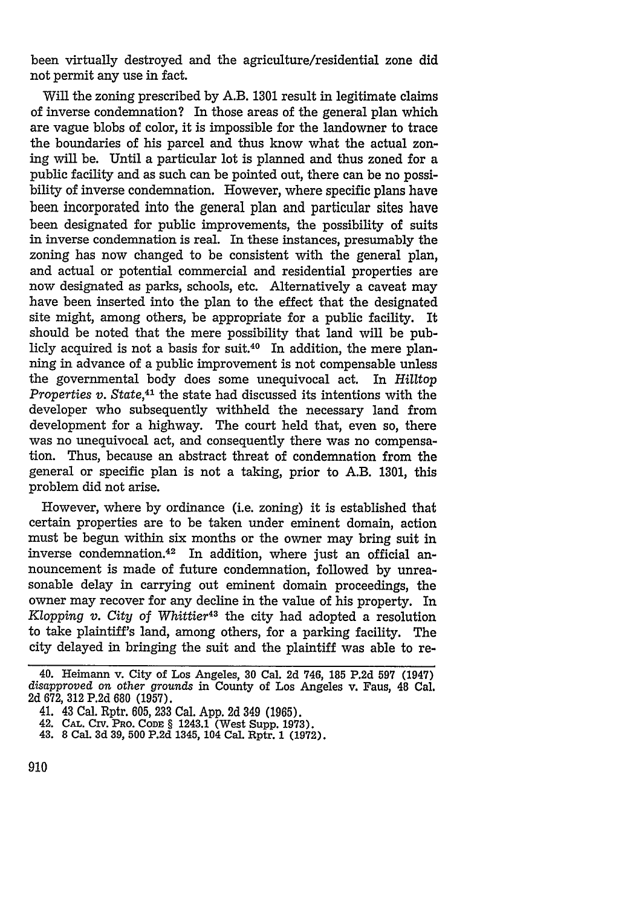been virtually destroyed and the agriculture/residential zone did not permit any use in fact.

Will the zoning prescribed by A.B. 1301 result in legitimate claims of inverse condemnation? In those areas of the general plan which are vague blobs of color, it is impossible for the landowner to trace the boundaries of his parcel and thus know what the actual zoning will be. Until a particular lot is planned and thus zoned for a public facility and as such can be pointed out, there can be no possibility of inverse condemnation. However, where specific plans have been incorporated into the general plan and particular sites have been designated for public improvements, the possibility of suits in inverse condemnation is real. In these instances, presumably the zoning has now changed to be consistent with the general plan, and actual or potential commercial and residential properties are now designated as parks, schools, etc. Alternatively a caveat may have been inserted into the plan to the effect that the designated site might, among others, be appropriate for a public facility. It should be noted that the mere possibility that land will be publicly acquired is not a basis for suit.[40] In addition, the mere planning in advance of a public improvement is not compensable unless the governmental body does some unequivocal act. In *Hilltop Properties v. State*,[41] the state had discussed its intentions with the developer who subsequently withheld the necessary land from development for a highway. The court held that, even so, there was no unequivocal act, and consequently there was no compensation. Thus, because an abstract threat of condemnation from the general or specific plan is not a taking, prior to A.B. 1301, this problem did not arise.

However, where by ordinance (i.e. zoning) it is established that certain properties are to be taken under eminent domain, action must be begun within six months or the owner may bring suit in inverse condemnation.[42] In addition, where just an official announcement is made of future condemnation, followed by unreasonable delay in carrying out eminent domain proceedings, the owner may recover for any decline in the value of his property. In *Klopping v. City of Whittier*[43] the city had adopted a resolution to take plaintiff's land, among others, for a parking facility. The city delayed in bringing the suit and the plaintiff was able to re-

---

40. Heimann v. City of Los Angeles, 30 Cal. 2d 746, 185 P.2d 597 (1947) *disapproved on other grounds* in County of Los Angeles v. Faus, 48 Cal. 2d 672, 312 P.2d 680 (1957).

41. 43 Cal. Rptr. 605, 233 Cal. App. 2d 349 (1965).

42. CAL. CIV. PRO. CODE § 1243.1 (West Supp. 1973).

43. 8 Cal. 3d 39, 500 P.2d 1345, 104 Cal. Rptr. 1 (1972).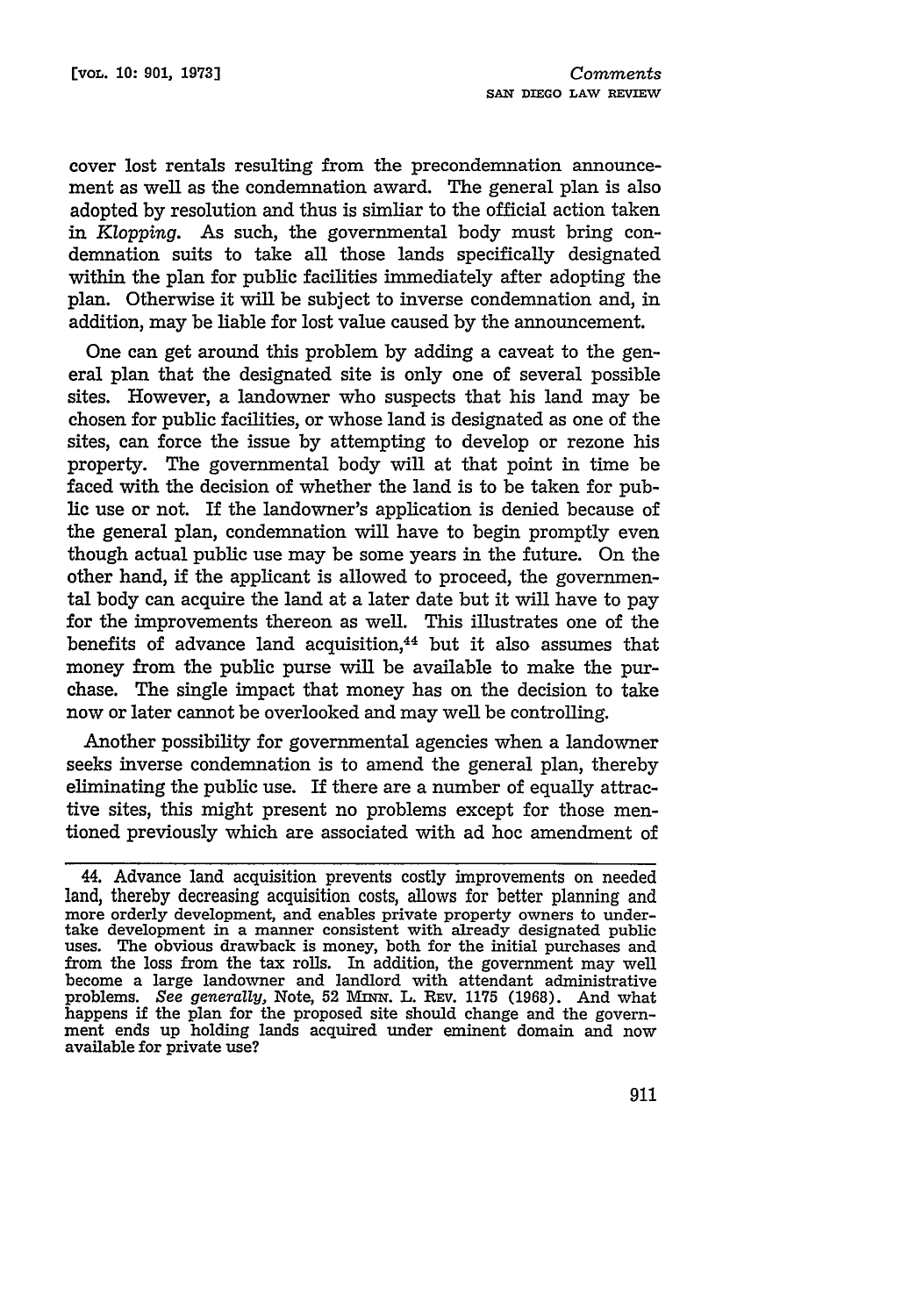cover lost rentals resulting from the precondemnation announcement as well as the condemnation award. The general plan is also adopted by resolution and thus is simliar to the official action taken in *Klopping*. As such, the governmental body must bring condemnation suits to take all those lands specifically designated within the plan for public facilities immediately after adopting the plan. Otherwise it will be subject to inverse condemnation and, in addition, may be liable for lost value caused by the announcement.

One can get around this problem by adding a caveat to the general plan that the designated site is only one of several possible sites. However, a landowner who suspects that his land may be chosen for public facilities, or whose land is designated as one of the sites, can force the issue by attempting to develop or rezone his property. The governmental body will at that point in time be faced with the decision of whether the land is to be taken for public use or not. If the landowner's application is denied because of the general plan, condemnation will have to begin promptly even though actual public use may be some years in the future. On the other hand, if the applicant is allowed to proceed, the governmental body can acquire the land at a later date but it will have to pay for the improvements thereon as well. This illustrates one of the benefits of advance land acquisition,[44] but it also assumes that money from the public purse will be available to make the purchase. The single impact that money has on the decision to take now or later cannot be overlooked and may well be controlling.

Another possibility for governmental agencies when a landowner seeks inverse condemnation is to amend the general plan, thereby eliminating the public use. If there are a number of equally attractive sites, this might present no problems except for those mentioned previously which are associated with ad hoc amendment of

---

44. Advance land acquisition prevents costly improvements on needed land, thereby decreasing acquisition costs, allows for better planning and more orderly development, and enables private property owners to undertake development in a manner consistent with already designated public uses. The obvious drawback is money, both for the initial purchases and from the loss from the tax rolls. In addition, the government may well become a large landowner and landlord with attendant administrative problems. *See generally*, Note, 52 MINN. L. REV. 1175 (1968). And what happens if the plan for the proposed site should change and the government ends up holding lands acquired under eminent domain and now available for private use?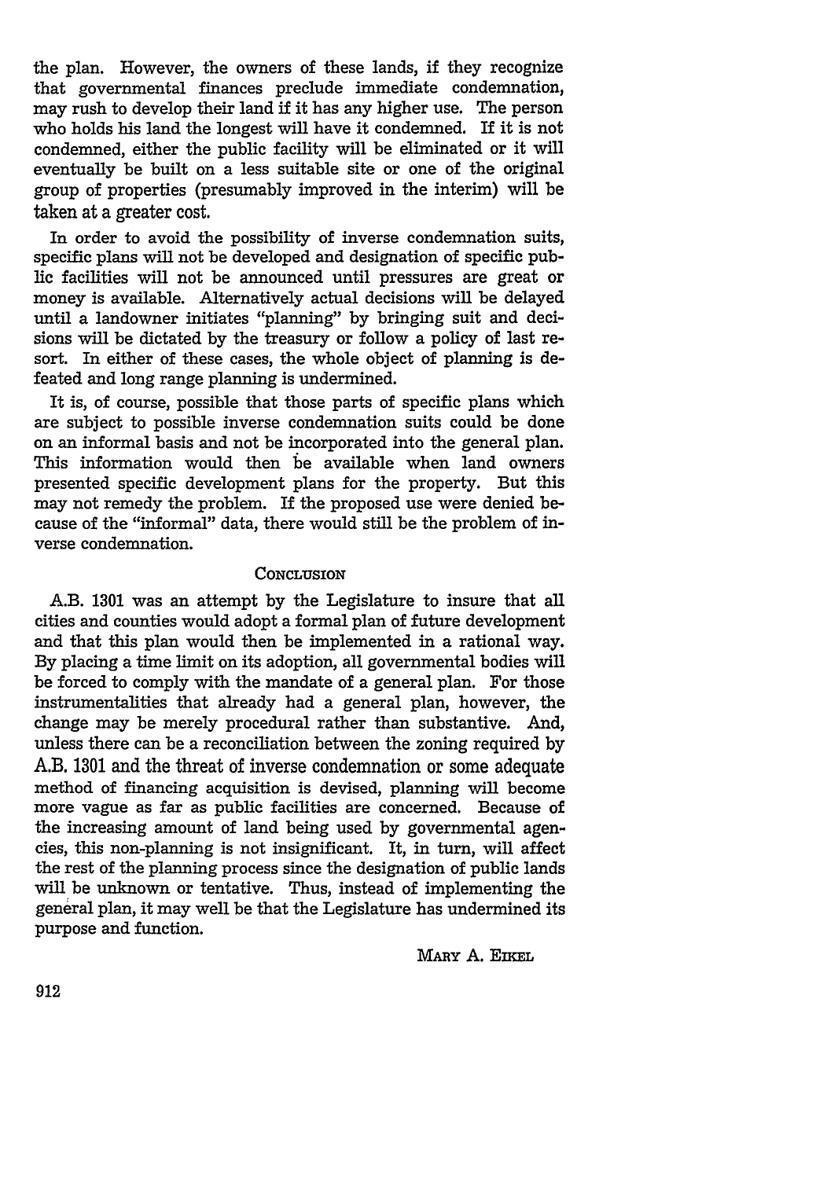the plan. However, the owners of these lands, if they recognize that governmental finances preclude immediate condemnation, may rush to develop their land if it has any higher use. The person who holds his land the longest will have it condemned. If it is not condemned, either the public facility will be eliminated or it will eventually be built on a less suitable site or one of the original group of properties (presumably improved in the interim) will be taken at a greater cost.

In order to avoid the possibility of inverse condemnation suits, specific plans will not be developed and designation of specific public facilities will not be announced until pressures are great or money is available. Alternatively actual decisions will be delayed until a landowner initiates "planning" by bringing suit and decisions will be dictated by the treasury or follow a policy of last resort. In either of these cases, the whole object of planning is defeated and long range planning is undermined.

It is, of course, possible that those parts of specific plans which are subject to possible inverse condemnation suits could be done on an informal basis and not be incorporated into the general plan. This information would then be available when land owners presented specific development plans for the property. But this may not remedy the problem. If the proposed use were denied because of the "informal" data, there would still be the problem of inverse condemnation.

## CONCLUSION

A.B. 1301 was an attempt by the Legislature to insure that all cities and counties would adopt a formal plan of future development and that this plan would then be implemented in a rational way. By placing a time limit on its adoption, all governmental bodies will be forced to comply with the mandate of a general plan. For those instrumentalities that already had a general plan, however, the change may be merely procedural rather than substantive. And, unless there can be a reconciliation between the zoning required by A.B. 1301 and the threat of inverse condemnation or some adequate method of financing acquisition is devised, planning will become more vague as far as public facilities are concerned. Because of the increasing amount of land being used by governmental agencies, this non-planning is not insignificant. It, in turn, will affect the rest of the planning process since the designation of public lands will be unknown or tentative. Thus, instead of implementing the general plan, it may well be that the Legislature has undermined its purpose and function.

MARY A. EIKEL